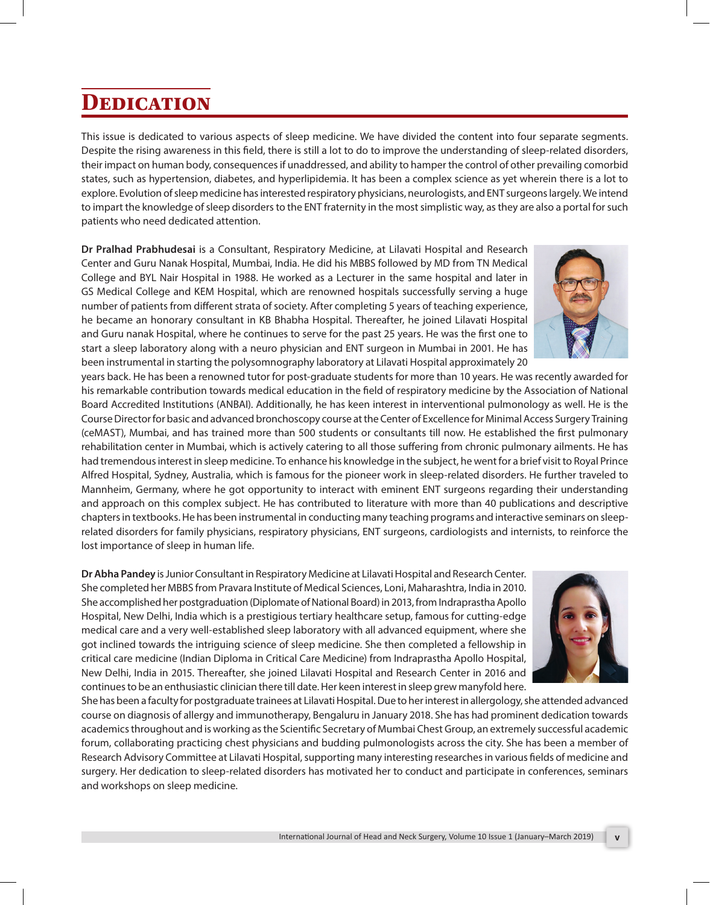# Dedication

This issue is dedicated to various aspects of sleep medicine. We have divided the content into four separate segments. Despite the rising awareness in this field, there is still a lot to do to improve the understanding of sleep-related disorders, their impact on human body, consequences if unaddressed, and ability to hamper the control of other prevailing comorbid states, such as hypertension, diabetes, and hyperlipidemia. It has been a complex science as yet wherein there is a lot to explore. Evolution of sleep medicine has interested respiratory physicians, neurologists, and ENT surgeons largely. We intend to impart the knowledge of sleep disorders to the ENT fraternity in the most simplistic way, as they are also a portal for such patients who need dedicated attention.

**Dr Pralhad Prabhudesai** is a Consultant, Respiratory Medicine, at Lilavati Hospital and Research Center and Guru Nanak Hospital, Mumbai, India. He did his MBBS followed by MD from TN Medical College and BYL Nair Hospital in 1988. He worked as a Lecturer in the same hospital and later in GS Medical College and KEM Hospital, which are renowned hospitals successfully serving a huge number of patients from different strata of society. After completing 5 years of teaching experience, he became an honorary consultant in KB Bhabha Hospital. Thereafter, he joined Lilavati Hospital and Guru nanak Hospital, where he continues to serve for the past 25 years. He was the first one to start a sleep laboratory along with a neuro physician and ENT surgeon in Mumbai in 2001. He has been instrumental in starting the polysomnography laboratory at Lilavati Hospital approximately 20 years back. He has been a renowned tutor for post-graduate students for more than 10 years. He was recently awarded for his remarkable contribution towards medical education in the field of respiratory medicine by the Association of National Board Accredited Institutions (ANBAI). Additionally, he has keen interest in interventional pulmonology as well. He is the Course Director for basic and advanced bronchoscopy course at the Center of Excellence for Minimal Access Surgery Training (ceMAST), Mumbai, and has trained more than 500 students or consultants till now. He established the first pulmonary rehabilitation center in Mumbai, which is actively catering to all those suffering from chronic pulmonary ailments. He has had tremendous interest in sleep medicine. To enhance his knowledge in the subject, he went for a brief visit to Royal Prince Alfred Hospital, Sydney, Australia, which is famous for the pioneer work in sleep-related disorders. He further traveled to Mannheim, Germany, where he got opportunity to interact with eminent ENT surgeons regarding their understanding and approach on this complex subject. He has contributed to literature with more than 40 publications and descriptive chapters in textbooks. He has been instrumental in conducting many teaching programs and interactive seminars on sleep-related disorders for family physicians, respiratory physicians, ENT surgeons, cardiologists and internists, to reinforce the lost importance of sleep in human life.

**Dr Abha Pandey** is Junior Consultant in Respiratory Medicine at Lilavati Hospital and Research Center. She completed her MBBS from Pravara Institute of Medical Sciences, Loni, Maharashtra, India in 2010. She accomplished her postgraduation (Diplomate of National Board) in 2013, from Indraprastha Apollo Hospital, New Delhi, India which is a prestigious tertiary healthcare setup, famous for cutting-edge medical care and a very well-established sleep laboratory with all advanced equipment, where she got inclined towards the intriguing science of sleep medicine. She then completed a fellowship in critical care medicine (Indian Diploma in Critical Care Medicine) from Indraprastha Apollo Hospital, New Delhi, India in 2015. Thereafter, she joined Lilavati Hospital and Research Center in 2016 and continues to be an enthusiastic clinician there till date. Her keen interest in sleep grew manyfold here. She has been a faculty for postgraduate trainees at Lilavati Hospital. Due to her interest in allergology, she attended advanced course on diagnosis of allergy and immunotherapy, Bengaluru in January 2018. She has had prominent dedication towards academics throughout and is working as the Scientific Secretary of Mumbai Chest Group, an extremely successful academic forum, collaborating practicing chest physicians and budding pulmonologists across the city. She has been a member of Research Advisory Committee at Lilavati Hospital, supporting many interesting researches in various fields of medicine and surgery. Her dedication to sleep-related disorders has motivated her to conduct and participate in conferences, seminars and workshops on sleep medicine.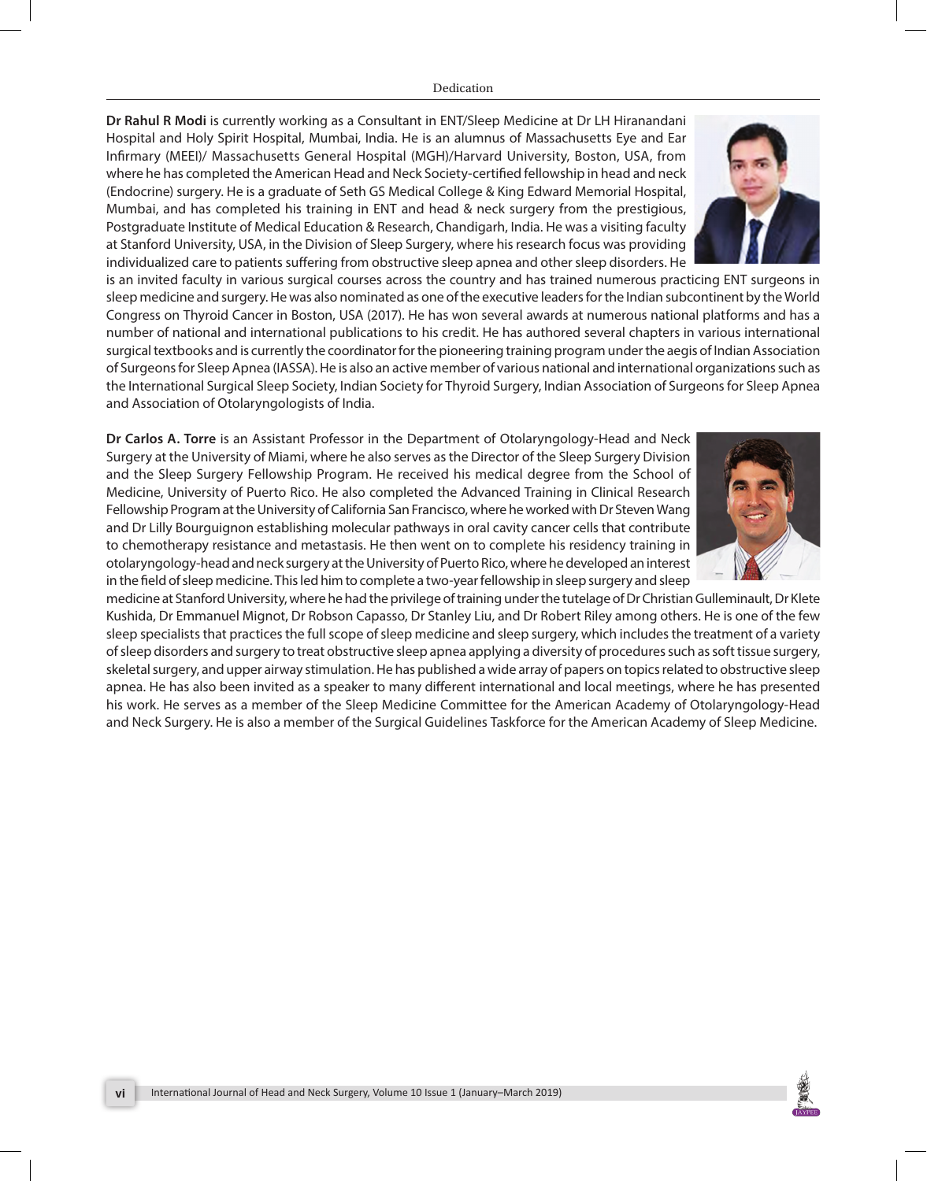**Dr Rahul R Modi** is currently working as a Consultant in ENT/Sleep Medicine at Dr LH Hiranandani Hospital and Holy Spirit Hospital, Mumbai, India. He is an alumnus of Massachusetts Eye and Ear Infirmary (MEEI)/ Massachusetts General Hospital (MGH)/Harvard University, Boston, USA, from where he has completed the American Head and Neck Society-certified fellowship in head and neck (Endocrine) surgery. He is a graduate of Seth GS Medical College & King Edward Memorial Hospital, Mumbai, and has completed his training in ENT and head & neck surgery from the prestigious, Postgraduate Institute of Medical Education & Research, Chandigarh, India. He was a visiting faculty at Stanford University, USA, in the Division of Sleep Surgery, where his research focus was providing individualized care to patients suffering from obstructive sleep apnea and other sleep disorders. He is an invited faculty in various surgical courses across the country and has trained numerous practicing ENT surgeons in sleep medicine and surgery. He was also nominated as one of the executive leaders for the Indian subcontinent by the World Congress on Thyroid Cancer in Boston, USA (2017). He has won several awards at numerous national platforms and has a number of national and international publications to his credit. He has authored several chapters in various international surgical textbooks and is currently the coordinator for the pioneering training program under the aegis of Indian Association of Surgeons for Sleep Apnea (IASSA). He is also an active member of various national and international organizations such as the International Surgical Sleep Society, Indian Society for Thyroid Surgery, Indian Association of Surgeons for Sleep Apnea and Association of Otolaryngologists of India.

**Dr Carlos A. Torre** is an Assistant Professor in the Department of Otolaryngology-Head and Neck Surgery at the University of Miami, where he also serves as the Director of the Sleep Surgery Division and the Sleep Surgery Fellowship Program. He received his medical degree from the School of Medicine, University of Puerto Rico. He also completed the Advanced Training in Clinical Research Fellowship Program at the University of California San Francisco, where he worked with Dr Steven Wang and Dr Lilly Bourguignon establishing molecular pathways in oral cavity cancer cells that contribute to chemotherapy resistance and metastasis. He then went on to complete his residency training in otolaryngology-head and neck surgery at the University of Puerto Rico, where he developed an interest in the field of sleep medicine. This led him to complete a two-year fellowship in sleep surgery and sleep medicine at Stanford University, where he had the privilege of training under the tutelage of Dr Christian Gulleminault, Dr Klete Kushida, Dr Emmanuel Mignot, Dr Robson Capasso, Dr Stanley Liu, and Dr Robert Riley among others. He is one of the few sleep specialists that practices the full scope of sleep medicine and sleep surgery, which includes the treatment of a variety of sleep disorders and surgery to treat obstructive sleep apnea applying a diversity of procedures such as soft tissue surgery, skeletal surgery, and upper airway stimulation. He has published a wide array of papers on topics related to obstructive sleep apnea. He has also been invited as a speaker to many different international and local meetings, where he has presented his work. He serves as a member of the Sleep Medicine Committee for the American Academy of Otolaryngology-Head and Neck Surgery. He is also a member of the Surgical Guidelines Taskforce for the American Academy of Sleep Medicine.